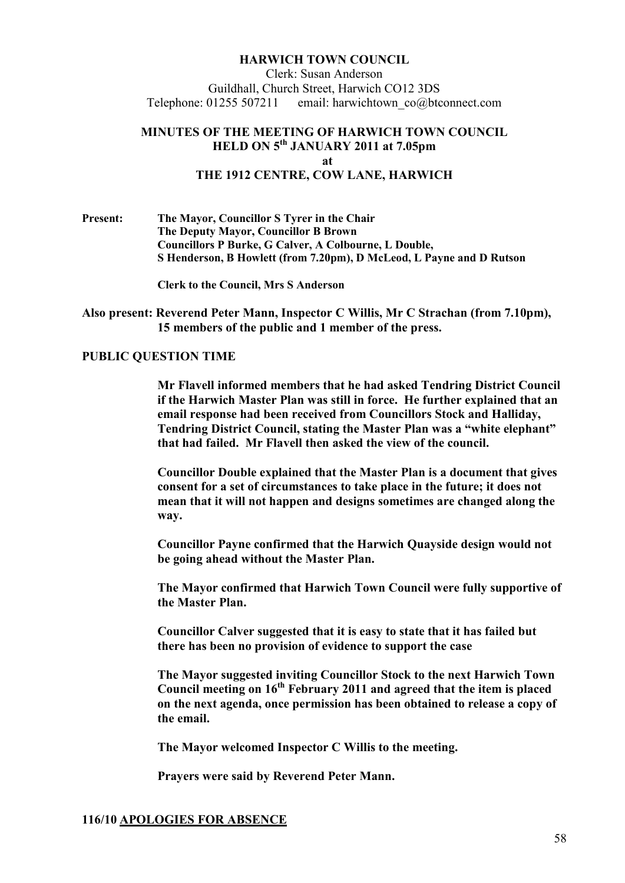**HARWICH TOWN COUNCIL**

Clerk: Susan Anderson
Guildhall, Church Street, Harwich CO12 3DS
Telephone: 01255 507211 email: harwichtown_co@btconnect.com

# MINUTES OF THE MEETING OF HARWICH TOWN COUNCIL HELD ON 5th JANUARY 2011 at 7.05pm at THE 1912 CENTRE, COW LANE, HARWICH

**Present:** **The Mayor, Councillor S Tyrer in the Chair**
**The Deputy Mayor, Councillor B Brown**
**Councillors P Burke, G Calver, A Colbourne, L Double, S Henderson, B Howlett (from 7.20pm), D McLeod, L Payne and D Rutson**

**Clerk to the Council, Mrs S Anderson**

**Also present: Reverend Peter Mann, Inspector C Willis, Mr C Strachan (from 7.10pm), 15 members of the public and 1 member of the press.**

## PUBLIC QUESTION TIME

**Mr Flavell informed members that he had asked Tendring District Council if the Harwich Master Plan was still in force. He further explained that an email response had been received from Councillors Stock and Halliday, Tendring District Council, stating the Master Plan was a "white elephant" that had failed. Mr Flavell then asked the view of the council.**

**Councillor Double explained that the Master Plan is a document that gives consent for a set of circumstances to take place in the future; it does not mean that it will not happen and designs sometimes are changed along the way.**

**Councillor Payne confirmed that the Harwich Quayside design would not be going ahead without the Master Plan.**

**The Mayor confirmed that Harwich Town Council were fully supportive of the Master Plan.**

**Councillor Calver suggested that it is easy to state that it has failed but there has been no provision of evidence to support the case**

**The Mayor suggested inviting Councillor Stock to the next Harwich Town Council meeting on 16th February 2011 and agreed that the item is placed on the next agenda, once permission has been obtained to release a copy of the email.**

**The Mayor welcomed Inspector C Willis to the meeting.**

**Prayers were said by Reverend Peter Mann.**

## 116/10 APOLOGIES FOR ABSENCE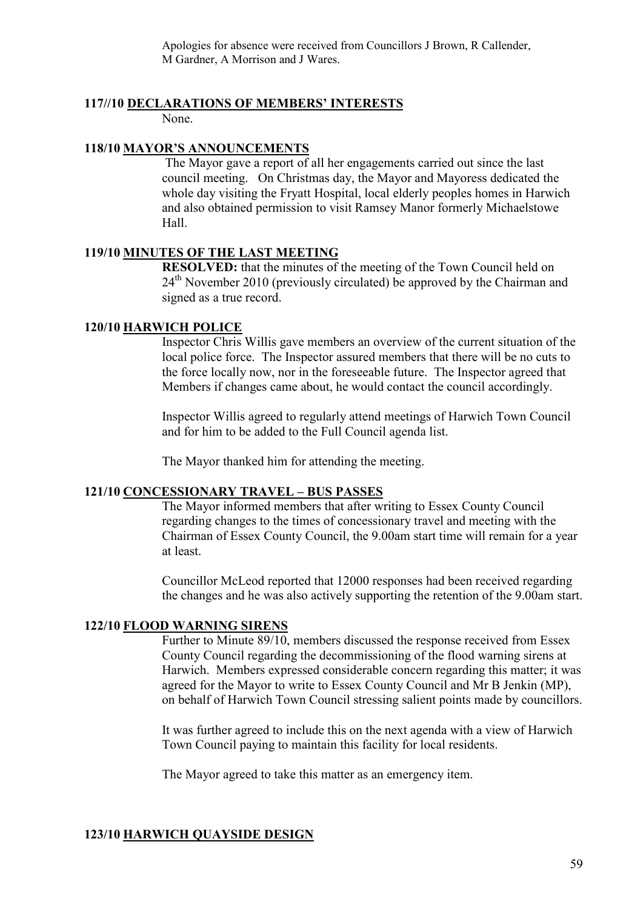Apologies for absence were received from Councillors J Brown, R Callender, M Gardner, A Morrison and J Wares.

## 117//10 DECLARATIONS OF MEMBERS' INTERESTS

None.

## 118/10 MAYOR'S ANNOUNCEMENTS

The Mayor gave a report of all her engagements carried out since the last council meeting. On Christmas day, the Mayor and Mayoress dedicated the whole day visiting the Fryatt Hospital, local elderly peoples homes in Harwich and also obtained permission to visit Ramsey Manor formerly Michaelstowe Hall.

## 119/10 MINUTES OF THE LAST MEETING

**RESOLVED:** that the minutes of the meeting of the Town Council held on 24th November 2010 (previously circulated) be approved by the Chairman and signed as a true record.

## 120/10 HARWICH POLICE

Inspector Chris Willis gave members an overview of the current situation of the local police force. The Inspector assured members that there will be no cuts to the force locally now, nor in the foreseeable future. The Inspector agreed that Members if changes came about, he would contact the council accordingly.

Inspector Willis agreed to regularly attend meetings of Harwich Town Council and for him to be added to the Full Council agenda list.

The Mayor thanked him for attending the meeting.

## 121/10 CONCESSIONARY TRAVEL – BUS PASSES

The Mayor informed members that after writing to Essex County Council regarding changes to the times of concessionary travel and meeting with the Chairman of Essex County Council, the 9.00am start time will remain for a year at least.

Councillor McLeod reported that 12000 responses had been received regarding the changes and he was also actively supporting the retention of the 9.00am start.

## 122/10 FLOOD WARNING SIRENS

Further to Minute 89/10, members discussed the response received from Essex County Council regarding the decommissioning of the flood warning sirens at Harwich. Members expressed considerable concern regarding this matter; it was agreed for the Mayor to write to Essex County Council and Mr B Jenkin (MP), on behalf of Harwich Town Council stressing salient points made by councillors.

It was further agreed to include this on the next agenda with a view of Harwich Town Council paying to maintain this facility for local residents.

The Mayor agreed to take this matter as an emergency item.

## 123/10 HARWICH QUAYSIDE DESIGN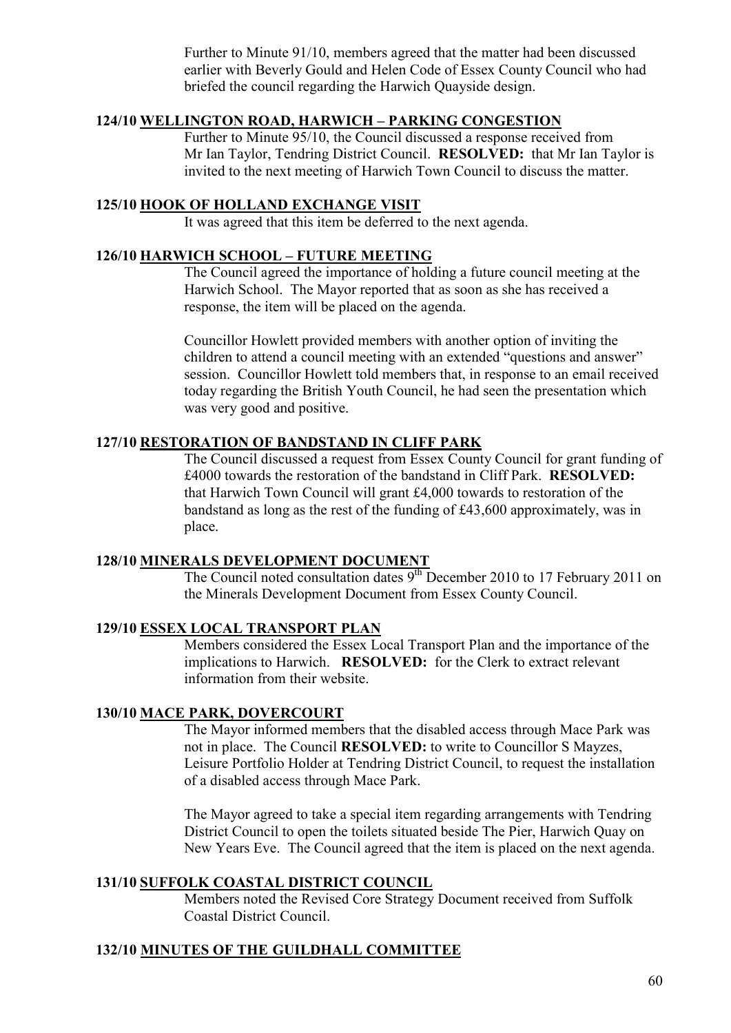Further to Minute 91/10, members agreed that the matter had been discussed earlier with Beverly Gould and Helen Code of Essex County Council who had briefed the council regarding the Harwich Quayside design.

### 124/10 WELLINGTON ROAD, HARWICH – PARKING CONGESTION

Further to Minute 95/10, the Council discussed a response received from Mr Ian Taylor, Tendring District Council. **RESOLVED:** that Mr Ian Taylor is invited to the next meeting of Harwich Town Council to discuss the matter.

### 125/10 HOOK OF HOLLAND EXCHANGE VISIT

It was agreed that this item be deferred to the next agenda.

### 126/10 HARWICH SCHOOL – FUTURE MEETING

The Council agreed the importance of holding a future council meeting at the Harwich School. The Mayor reported that as soon as she has received a response, the item will be placed on the agenda.

Councillor Howlett provided members with another option of inviting the children to attend a council meeting with an extended "questions and answer" session. Councillor Howlett told members that, in response to an email received today regarding the British Youth Council, he had seen the presentation which was very good and positive.

### 127/10 RESTORATION OF BANDSTAND IN CLIFF PARK

The Council discussed a request from Essex County Council for grant funding of £4000 towards the restoration of the bandstand in Cliff Park. **RESOLVED:** that Harwich Town Council will grant £4,000 towards to restoration of the bandstand as long as the rest of the funding of £43,600 approximately, was in place.

### 128/10 MINERALS DEVELOPMENT DOCUMENT

The Council noted consultation dates 9th December 2010 to 17 February 2011 on the Minerals Development Document from Essex County Council.

### 129/10 ESSEX LOCAL TRANSPORT PLAN

Members considered the Essex Local Transport Plan and the importance of the implications to Harwich. **RESOLVED:** for the Clerk to extract relevant information from their website.

### 130/10 MACE PARK, DOVERCOURT

The Mayor informed members that the disabled access through Mace Park was not in place. The Council **RESOLVED:** to write to Councillor S Mayzes, Leisure Portfolio Holder at Tendring District Council, to request the installation of a disabled access through Mace Park.

The Mayor agreed to take a special item regarding arrangements with Tendring District Council to open the toilets situated beside The Pier, Harwich Quay on New Years Eve. The Council agreed that the item is placed on the next agenda.

### 131/10 SUFFOLK COASTAL DISTRICT COUNCIL

Members noted the Revised Core Strategy Document received from Suffolk Coastal District Council.

### 132/10 MINUTES OF THE GUILDHALL COMMITTEE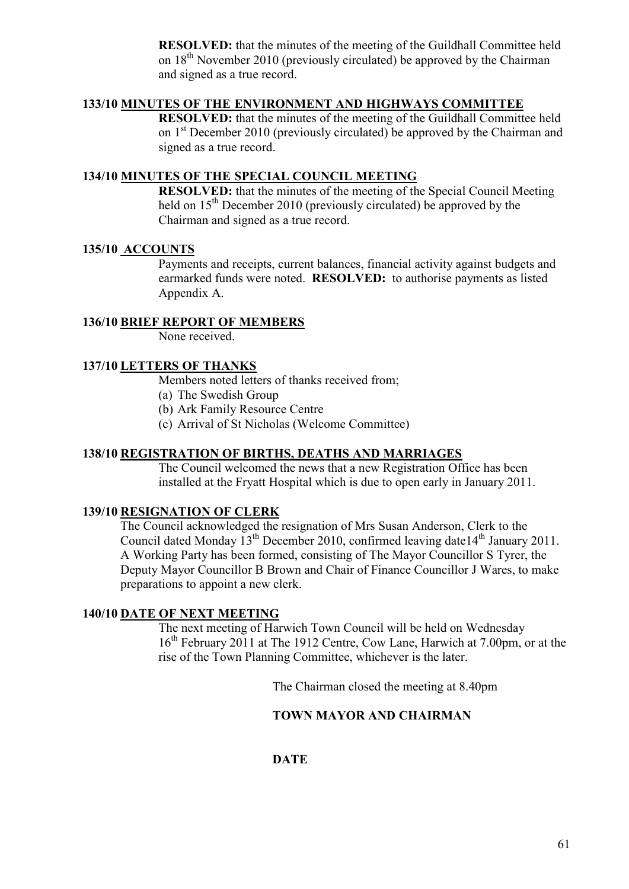**RESOLVED:** that the minutes of the meeting of the Guildhall Committee held on 18th November 2010 (previously circulated) be approved by the Chairman and signed as a true record.

### 133/10 MINUTES OF THE ENVIRONMENT AND HIGHWAYS COMMITTEE

**RESOLVED:** that the minutes of the meeting of the Guildhall Committee held on 1st December 2010 (previously circulated) be approved by the Chairman and signed as a true record.

### 134/10 MINUTES OF THE SPECIAL COUNCIL MEETING

**RESOLVED:** that the minutes of the meeting of the Special Council Meeting held on 15th December 2010 (previously circulated) be approved by the Chairman and signed as a true record.

### 135/10 ACCOUNTS

Payments and receipts, current balances, financial activity against budgets and earmarked funds were noted. **RESOLVED:** to authorise payments as listed Appendix A.

### 136/10 BRIEF REPORT OF MEMBERS

None received.

### 137/10 LETTERS OF THANKS

Members noted letters of thanks received from;

(a) The Swedish Group
(b) Ark Family Resource Centre
(c) Arrival of St Nicholas (Welcome Committee)

### 138/10 REGISTRATION OF BIRTHS, DEATHS AND MARRIAGES

The Council welcomed the news that a new Registration Office has been installed at the Fryatt Hospital which is due to open early in January 2011.

### 139/10 RESIGNATION OF CLERK

The Council acknowledged the resignation of Mrs Susan Anderson, Clerk to the Council dated Monday 13th December 2010, confirmed leaving date14th January 2011. A Working Party has been formed, consisting of The Mayor Councillor S Tyrer, the Deputy Mayor Councillor B Brown and Chair of Finance Councillor J Wares, to make preparations to appoint a new clerk.

### 140/10 DATE OF NEXT MEETING

The next meeting of Harwich Town Council will be held on Wednesday 16th February 2011 at The 1912 Centre, Cow Lane, Harwich at 7.00pm, or at the rise of the Town Planning Committee, whichever is the later.

The Chairman closed the meeting at 8.40pm

**TOWN MAYOR AND CHAIRMAN**

**DATE**